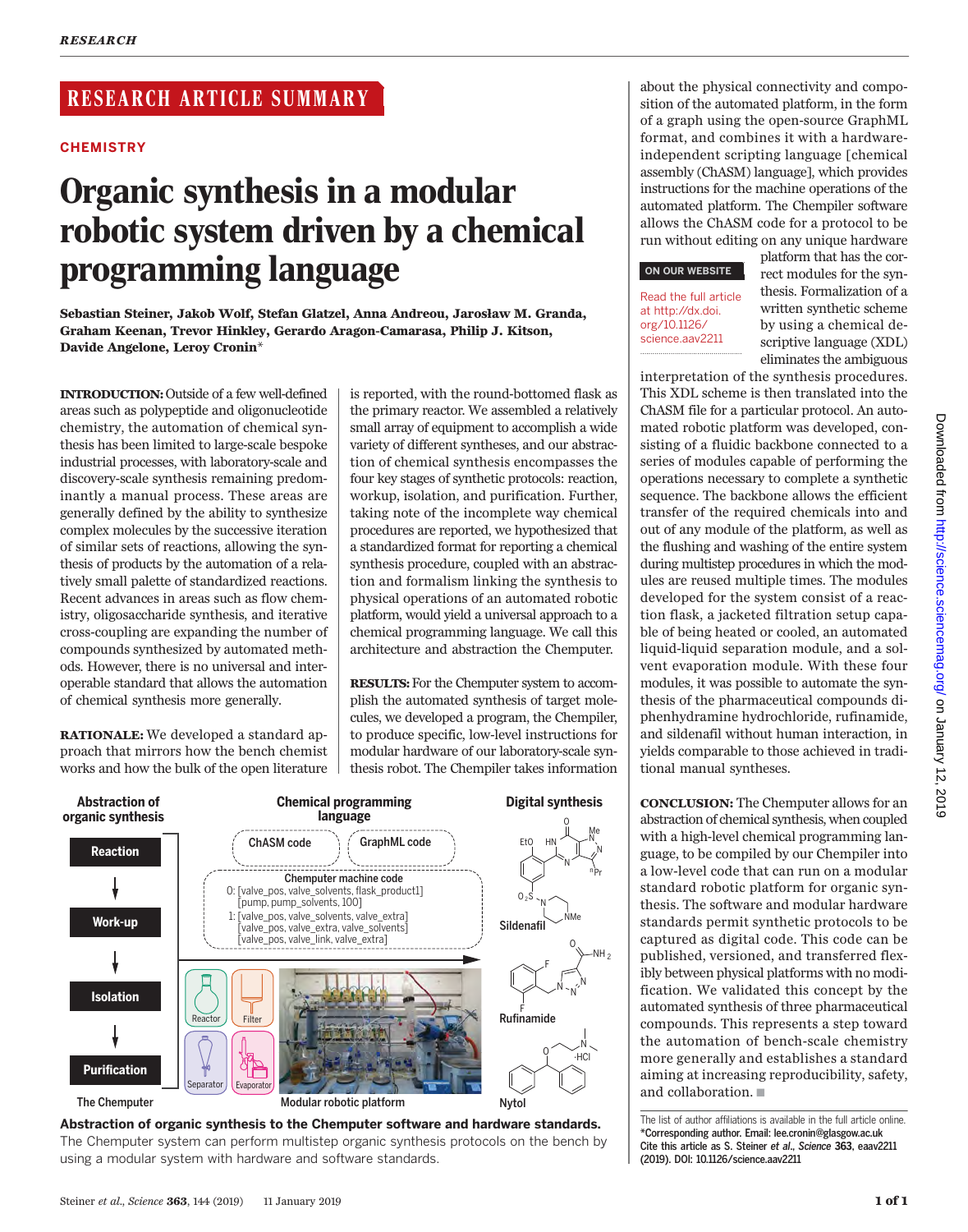RESEARCH ARTICLE SUMMARY

CHEMISTRY

# Organic synthesis in a modular robotic system driven by a chemical programming language

**Sebastian Steiner, Jakob Wolf, Stefan Glatzel, Anna Andreou, Jarosław M. Granda, Graham Keenan, Trevor Hinkley, Gerardo Aragon-Camarasa, Philip J. Kitson, Davide Angelone, Leroy Cronin***

**INTRODUCTION:** Outside of a few well-defined areas such as polypeptide and oligonucleotide chemistry, the automation of chemical synthesis has been limited to large-scale bespoke industrial processes, with laboratory-scale and discovery-scale synthesis remaining predominantly a manual process. These areas are generally defined by the ability to synthesize complex molecules by the successive iteration of similar sets of reactions, allowing the synthesis of products by the automation of a relatively small palette of standardized reactions. Recent advances in areas such as flow chemistry, oligosaccharide synthesis, and iterative cross-coupling are expanding the number of compounds synthesized by automated methods. However, there is no universal and interoperable standard that allows the automation of chemical synthesis more generally.

**RATIONALE:** We developed a standard approach that mirrors how the bench chemist works and how the bulk of the open literature is reported, with the round-bottomed flask as the primary reactor. We assembled a relatively small array of equipment to accomplish a wide variety of different syntheses, and our abstraction of chemical synthesis encompasses the four key stages of synthetic protocols: reaction, workup, isolation, and purification. Further, taking note of the incomplete way chemical procedures are reported, we hypothesized that a standardized format for reporting a chemical synthesis procedure, coupled with an abstraction and formalism linking the synthesis to physical operations of an automated robotic platform, would yield a universal approach to a chemical programming language. We call this architecture and abstraction the Chemputer.

**RESULTS:** For the Chemputer system to accomplish the automated synthesis of target molecules, we developed a program, the Chempiler, to produce specific, low-level instructions for modular hardware of our laboratory-scale synthesis robot. The Chempiler takes information about the physical connectivity and composition of the automated platform, in the form of a graph using the open-source GraphML format, and combines it with a hardware-independent scripting language [chemical assembly (ChASM) language], which provides instructions for the machine operations of the automated platform. The Chempiler software allows the ChASM code for a protocol to be run without editing on any unique hardware platform that has the correct modules for the synthesis. Formalization of a written synthetic scheme by using a chemical descriptive language (XDL) eliminates the ambiguous interpretation of the synthesis procedures. This XDL scheme is then translated into the ChASM file for a particular protocol. An automated robotic platform was developed, consisting of a fluidic backbone connected to a series of modules capable of performing the operations necessary to complete a synthetic sequence. The backbone allows the efficient transfer of the required chemicals into and out of any module of the platform, as well as the flushing and washing of the entire system during multistep procedures in which the modules are reused multiple times. The modules developed for the system consist of a reaction flask, a jacketed filtration setup capable of being heated or cooled, an automated liquid-liquid separation module, and a solvent evaporation module. With these four modules, it was possible to automate the synthesis of the pharmaceutical compounds diphenhydramine hydrochloride, rufinamide, and sildenafil without human interaction, in yields comparable to those achieved in traditional manual syntheses.

ON OUR WEBSITE

Read the full article at http://dx.doi.org/10.1126/science.aav2211

**CONCLUSION:** The Chemputer allows for an abstraction of chemical synthesis, when coupled with a high-level chemical programming language, to be compiled by our Chempiler into a low-level code that can run on a modular standard robotic platform for organic synthesis. The software and modular hardware standards permit synthetic protocols to be captured as digital code. This code can be published, versioned, and transferred flexibly between physical platforms with no modification. We validated this concept by the automated synthesis of three pharmaceutical compounds. This represents a step toward the automation of bench-scale chemistry more generally and establishes a standard aiming at increasing reproducibility, safety, and collaboration. ■

**Abstraction of organic synthesis to the Chemputer software and hardware standards.** The Chemputer system can perform multistep organic synthesis protocols on the bench by using a modular system with hardware and software standards.

The list of author affiliations is available in the full article online.
*Corresponding author. Email: lee.cronin@glasgow.ac.uk
Cite this article as S. Steiner *et al.*, *Science* 363, eaav2211 (2019). DOI: 10.1126/science.aav2211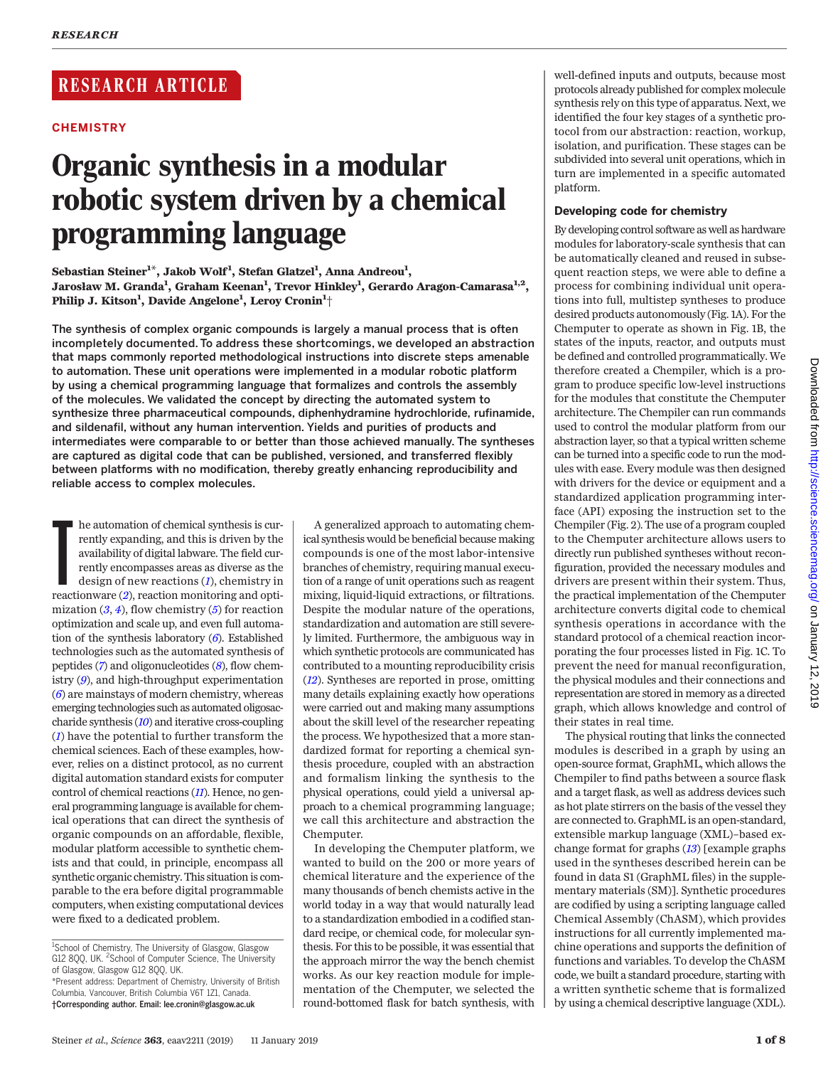RESEARCH ARTICLE

CHEMISTRY

# Organic synthesis in a modular robotic system driven by a chemical programming language

**Sebastian Steiner[1*], Jakob Wolf[1], Stefan Glatzel[1], Anna Andreou[1], Jarosław M. Granda[1], Graham Keenan[1], Trevor Hinkley[1], Gerardo Aragon-Camarasa[1,2], Philip J. Kitson[1], Davide Angelone[1], Leroy Cronin[1]†**

**The synthesis of complex organic compounds is largely a manual process that is often incompletely documented. To address these shortcomings, we developed an abstraction that maps commonly reported methodological instructions into discrete steps amenable to automation. These unit operations were implemented in a modular robotic platform by using a chemical programming language that formalizes and controls the assembly of the molecules. We validated the concept by directing the automated system to synthesize three pharmaceutical compounds, diphenhydramine hydrochloride, rufinamide, and sildenafil, without any human intervention. Yields and purities of products and intermediates were comparable to or better than those achieved manually. The syntheses are captured as digital code that can be published, versioned, and transferred flexibly between platforms with no modification, thereby greatly enhancing reproducibility and reliable access to complex molecules.**

The automation of chemical synthesis is currently expanding, and this is driven by the availability of digital labware. The field currently encompasses areas as diverse as the design of new reactions (*1*), chemistry in reactionware (*2*), reaction monitoring and optimization (*3*, *4*), flow chemistry (*5*) for reaction optimization and scale up, and even full automation of the synthesis laboratory (*6*). Established technologies such as the automated synthesis of peptides (*7*) and oligonucleotides (*8*), flow chemistry (*9*), and high-throughput experimentation (*6*) are mainstays of modern chemistry, whereas emerging technologies such as automated oligosaccharide synthesis (*10*) and iterative cross-coupling (*1*) have the potential to further transform the chemical sciences. Each of these examples, however, relies on a distinct protocol, as no current digital automation standard exists for computer control of chemical reactions (*11*). Hence, no general programming language is available for chemical operations that can direct the synthesis of organic compounds on an affordable, flexible, modular platform accessible to synthetic chemists and that could, in principle, encompass all synthetic organic chemistry. This situation is comparable to the era before digital programmable computers, when existing computational devices were fixed to a dedicated problem.

A generalized approach to automating chemical synthesis would be beneficial because making compounds is one of the most labor-intensive branches of chemistry, requiring manual execution of a range of unit operations such as reagent mixing, liquid-liquid extractions, or filtrations. Despite the modular nature of the operations, standardization and automation are still severely limited. Furthermore, the ambiguous way in which synthetic protocols are communicated has contributed to a mounting reproducibility crisis (*12*). Syntheses are reported in prose, omitting many details explaining exactly how operations were carried out and making many assumptions about the skill level of the researcher repeating the process. We hypothesized that a more standardized format for reporting a chemical synthesis procedure, coupled with an abstraction and formalism linking the synthesis to the physical operations, could yield a universal approach to a chemical programming language; we call this architecture and abstraction the Chemputer.

In developing the Chemputer platform, we wanted to build on the 200 or more years of chemical literature and the experience of the many thousands of bench chemists active in the world today in a way that would naturally lead to a standardization embodied in a codified standard recipe, or chemical code, for molecular synthesis. For this to be possible, it was essential that the approach mirror the way the bench chemist works. As our key reaction module for implementation of the Chemputer, we selected the round-bottomed flask for batch synthesis, with well-defined inputs and outputs, because most protocols already published for complex molecule synthesis rely on this type of apparatus. Next, we identified the four key stages of a synthetic protocol from our abstraction: reaction, workup, isolation, and purification. These stages can be subdivided into several unit operations, which in turn are implemented in a specific automated platform.

### Developing code for chemistry

By developing control software as well as hardware modules for laboratory-scale synthesis that can be automatically cleaned and reused in subsequent reaction steps, we were able to define a process for combining individual unit operations into full, multistep syntheses to produce desired products autonomously (Fig. 1A). For the Chemputer to operate as shown in Fig. 1B, the states of the inputs, reactor, and outputs must be defined and controlled programmatically. We therefore created a Chempiler, which is a program to produce specific low-level instructions for the modules that constitute the Chemputer architecture. The Chempiler can run commands used to control the modular platform from our abstraction layer, so that a typical written scheme can be turned into a specific code to run the modules with ease. Every module was then designed with drivers for the device or equipment and a standardized application programming interface (API) exposing the instruction set to the Chempiler (Fig. 2). The use of a program coupled to the Chemputer architecture allows users to directly run published syntheses without reconfiguration, provided the necessary modules and drivers are present within their system. Thus, the practical implementation of the Chemputer architecture converts digital code to chemical synthesis operations in accordance with the standard protocol of a chemical reaction incorporating the four processes listed in Fig. 1C. To prevent the need for manual reconfiguration, the physical modules and their connections and representation are stored in memory as a directed graph, which allows knowledge and control of their states in real time.

The physical routing that links the connected modules is described in a graph by using an open-source format, GraphML, which allows the Chempiler to find paths between a source flask and a target flask, as well as address devices such as hot plate stirrers on the basis of the vessel they are connected to. GraphML is an open-standard, extensible markup language (XML)–based exchange format for graphs (*13*) [example graphs used in the syntheses described herein can be found in data S1 (GraphML files) in the supplementary materials (SM)]. Synthetic procedures are codified by using a scripting language called Chemical Assembly (ChASM), which provides instructions for all currently implemented machine operations and supports the definition of functions and variables. To develop the ChASM code, we built a standard procedure, starting with a written synthetic scheme that is formalized by using a chemical descriptive language (XDL).

[1]School of Chemistry, The University of Glasgow, Glasgow G12 8QQ, UK. [2]School of Computer Science, The University of Glasgow, Glasgow G12 8QQ, UK.
*Present address: Department of Chemistry, University of British Columbia, Vancouver, British Columbia V6T 1Z1, Canada.
†Corresponding author. Email: lee.cronin@glasgow.ac.uk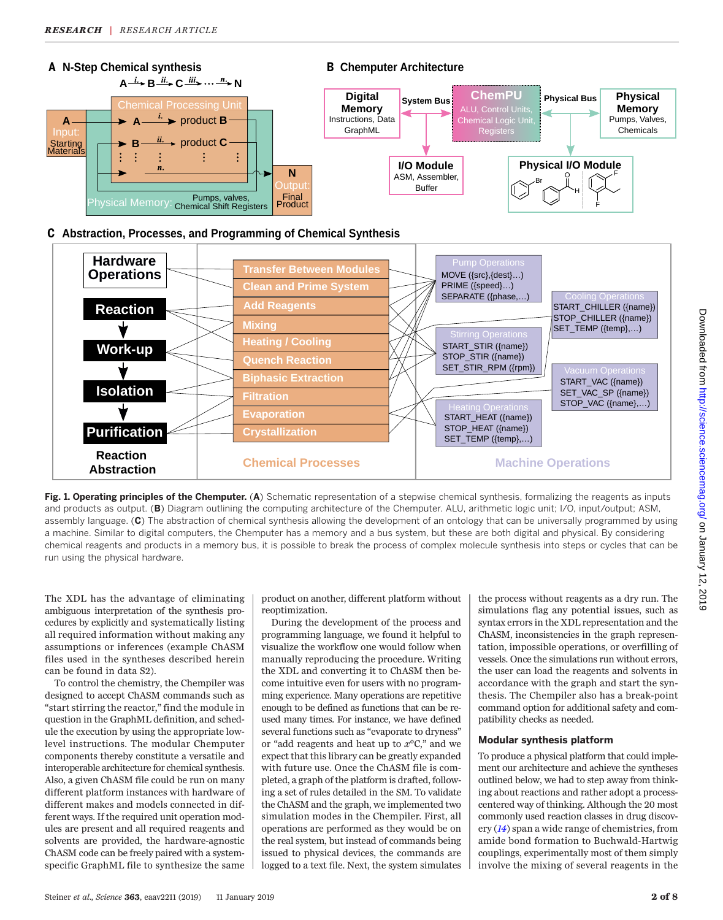**Fig. 1. Operating principles of the Chemputer.** (**A**) Schematic representation of a stepwise chemical synthesis, formalizing the reagents as inputs and products as output. (**B**) Diagram outlining the computing architecture of the Chemputer. ALU, arithmetic logic unit; I/O, input/output; ASM, assembly language. (**C**) The abstraction of chemical synthesis allowing the development of an ontology that can be universally programmed by using a machine. Similar to digital computers, the Chemputer has a memory and a bus system, but these are both digital and physical. By considering chemical reagents and products in a memory bus, it is possible to break the process of complex molecule synthesis into steps or cycles that can be run using the physical hardware.

The XDL has the advantage of eliminating ambiguous interpretation of the synthesis procedures by explicitly and systematically listing all required information without making any assumptions or inferences (example ChASM files used in the syntheses described herein can be found in data S2).

To control the chemistry, the Chempiler was designed to accept ChASM commands such as "start stirring the reactor," find the module in question in the GraphML definition, and schedule the execution by using the appropriate low-level instructions. The modular Chemputer components thereby constitute a versatile and interoperable architecture for chemical synthesis. Also, a given ChASM file could be run on many different platform instances with hardware of different makes and models connected in different ways. If the required unit operation modules are present and all required reagents and solvents are provided, the hardware-agnostic ChASM code can be freely paired with a system-specific GraphML file to synthesize the same product on another, different platform without reoptimization.

During the development of the process and programming language, we found it helpful to visualize the workflow one would follow when manually reproducing the procedure. Writing the XDL and converting it to ChASM then become intuitive even for users with no programming experience. Many operations are repetitive enough to be defined as functions that can be reused many times. For instance, we have defined several functions such as "evaporate to dryness" or "add reagents and heat up to $x$°C," and we expect that this library can be greatly expanded with future use. Once the ChASM file is completed, a graph of the platform is drafted, following a set of rules detailed in the SM. To validate the ChASM and the graph, we implemented two simulation modes in the Chempiler. First, all operations are performed as they would be on the real system, but instead of commands being issued to physical devices, the commands are logged to a text file. Next, the system simulates the process without reagents as a dry run. The simulations flag any potential issues, such as syntax errors in the XDL representation and the ChASM, inconsistencies in the graph representation, impossible operations, or overfilling of vessels. Once the simulations run without errors, the user can load the reagents and solvents in accordance with the graph and start the synthesis. The Chempiler also has a break-point command option for additional safety and compatibility checks as needed.

### Modular synthesis platform

To produce a physical platform that could implement our architecture and achieve the syntheses outlined below, we had to step away from thinking about reactions and rather adopt a process-centered way of thinking. Although the 20 most commonly used reaction classes in drug discovery ([14]) span a wide range of chemistries, from amide bond formation to Buchwald-Hartwig couplings, experimentally most of them simply involve the mixing of several reagents in the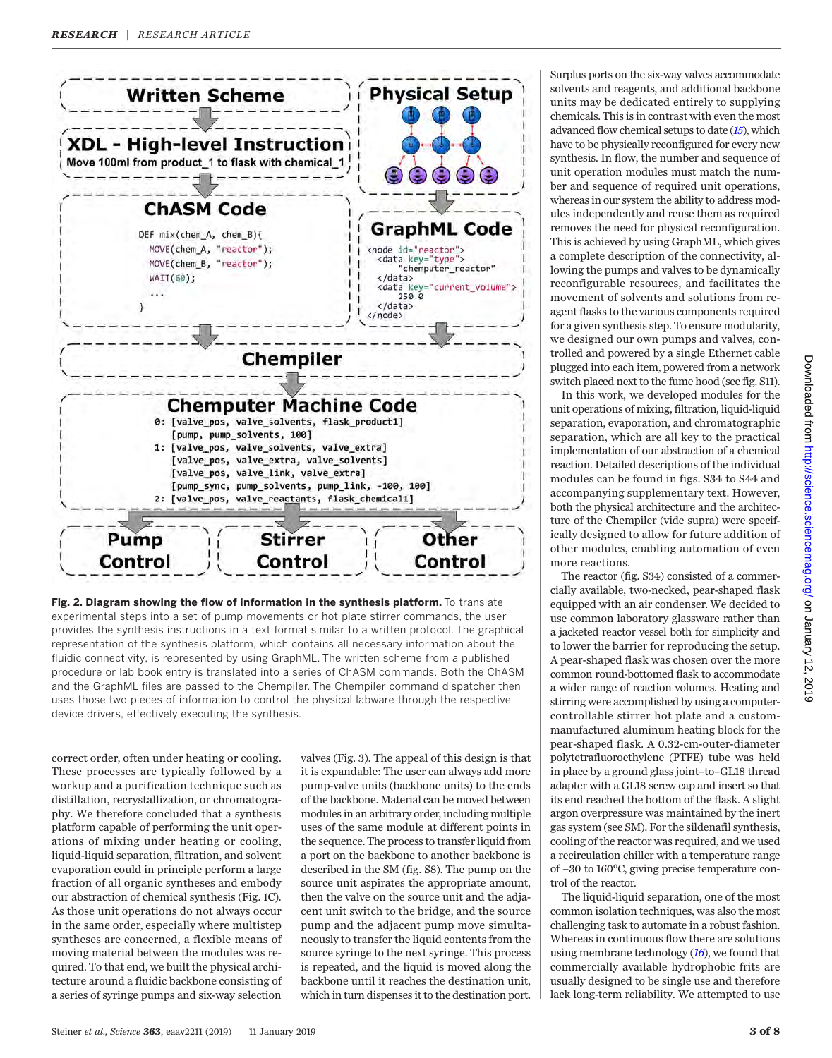**Fig. 2. Diagram showing the flow of information in the synthesis platform.** To translate experimental steps into a set of pump movements or hot plate stirrer commands, the user provides the synthesis instructions in a text format similar to a written protocol. The graphical representation of the synthesis platform, which contains all necessary information about the fluidic connectivity, is represented by using GraphML. The written scheme from a published procedure or lab book entry is translated into a series of ChASM commands. Both the ChASM and the GraphML files are passed to the Chempiler. The Chempiler command dispatcher then uses those two pieces of information to control the physical labware through the respective device drivers, effectively executing the synthesis.

correct order, often under heating or cooling. These processes are typically followed by a workup and a purification technique such as distillation, recrystallization, or chromatography. We therefore concluded that a synthesis platform capable of performing the unit operations of mixing under heating or cooling, liquid-liquid separation, filtration, and solvent evaporation could in principle perform a large fraction of all organic syntheses and embody our abstraction of chemical synthesis (Fig. 1C). As those unit operations do not always occur in the same order, especially where multistep syntheses are concerned, a flexible means of moving material between the modules was required. To that end, we built the physical architecture around a fluidic backbone consisting of a series of syringe pumps and six-way selection valves (Fig. 3). The appeal of this design is that it is expandable: The user can always add more pump-valve units (backbone units) to the ends of the backbone. Material can be moved between modules in an arbitrary order, including multiple uses of the same module at different points in the sequence. The process to transfer liquid from a port on the backbone to another backbone is described in the SM (fig. S8). The pump on the source unit aspirates the appropriate amount, then the valve on the source unit and the adjacent unit switch to the bridge, and the source pump and the adjacent pump move simultaneously to transfer the liquid contents from the source syringe to the next syringe. This process is repeated, and the liquid is moved along the backbone until it reaches the destination unit, which in turn dispenses it to the destination port.

Surplus ports on the six-way valves accommodate solvents and reagents, and additional backbone units may be dedicated entirely to supplying chemicals. This is in contrast with even the most advanced flow chemical setups to date ([15]), which have to be physically reconfigured for every new synthesis. In flow, the number and sequence of unit operation modules must match the number and sequence of required unit operations, whereas in our system the ability to address modules independently and reuse them as required removes the need for physical reconfiguration. This is achieved by using GraphML, which gives a complete description of the connectivity, allowing the pumps and valves to be dynamically reconfigurable resources, and facilitates the movement of solvents and solutions from reagent flasks to the various components required for a given synthesis step. To ensure modularity, we designed our own pumps and valves, controlled and powered by a single Ethernet cable plugged into each item, powered from a network switch placed next to the fume hood (see fig. S11).

In this work, we developed modules for the unit operations of mixing, filtration, liquid-liquid separation, evaporation, and chromatographic separation, which are all key to the practical implementation of our abstraction of a chemical reaction. Detailed descriptions of the individual modules can be found in figs. S34 to S44 and accompanying supplementary text. However, both the physical architecture and the architecture of the Chempiler (vide supra) were specifically designed to allow for future addition of other modules, enabling automation of even more reactions.

The reactor (fig. S34) consisted of a commercially available, two-necked, pear-shaped flask equipped with an air condenser. We decided to use common laboratory glassware rather than a jacketed reactor vessel both for simplicity and to lower the barrier for reproducing the setup. A pear-shaped flask was chosen over the more common round-bottomed flask to accommodate a wider range of reaction volumes. Heating and stirring were accomplished by using a computer-controllable stirrer hot plate and a custom-manufactured aluminum heating block for the pear-shaped flask. A 0.32-cm-outer-diameter polytetrafluoroethylene (PTFE) tube was held in place by a ground glass joint–to–GL18 thread adapter with a GL18 screw cap and insert so that its end reached the bottom of the flask. A slight argon overpressure was maintained by the inert gas system (see SM). For the sildenafil synthesis, cooling of the reactor was required, and we used a recirculation chiller with a temperature range of −30 to 160°C, giving precise temperature control of the reactor.

The liquid-liquid separation, one of the most common isolation techniques, was also the most challenging task to automate in a robust fashion. Whereas in continuous flow there are solutions using membrane technology ([16]), we found that commercially available hydrophobic frits are usually designed to be single use and therefore lack long-term reliability. We attempted to use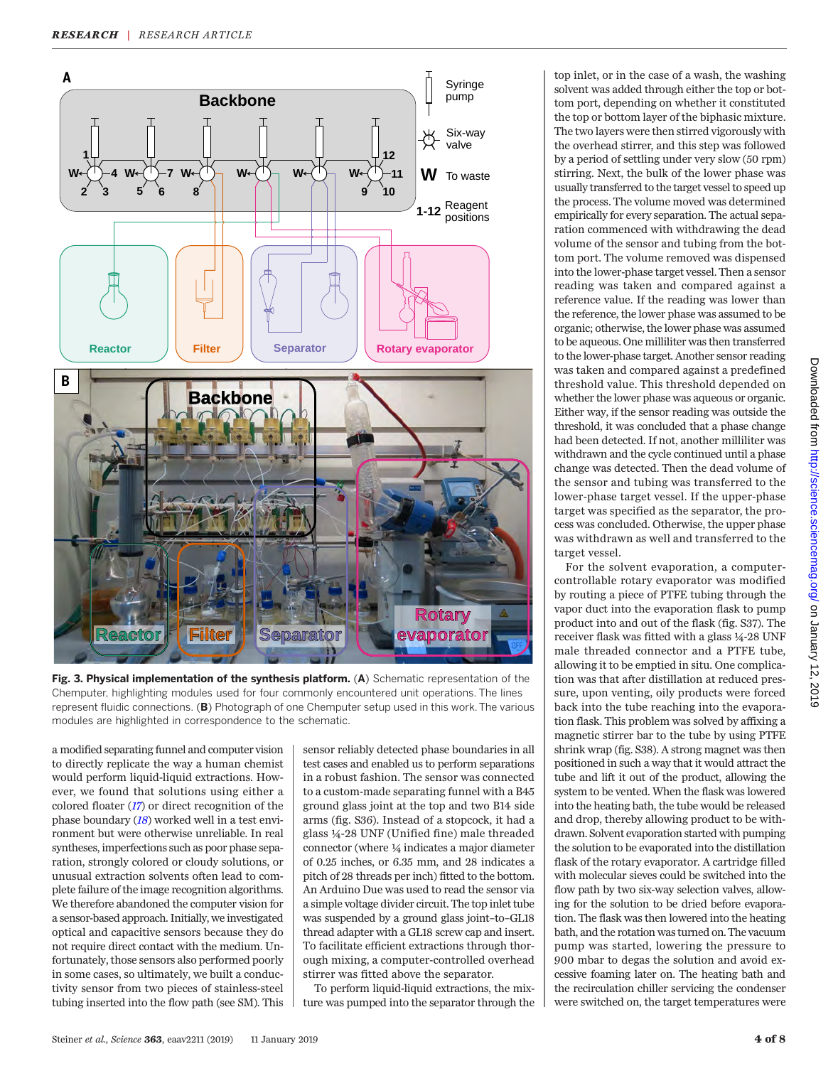**Fig. 3. Physical implementation of the synthesis platform.** (**A**) Schematic representation of the Chemputer, highlighting modules used for four commonly encountered unit operations. The lines represent fluidic connections. (**B**) Photograph of one Chemputer setup used in this work. The various modules are highlighted in correspondence to the schematic.

a modified separating funnel and computer vision to directly replicate the way a human chemist would perform liquid-liquid extractions. However, we found that solutions using either a colored floater (*17*) or direct recognition of the phase boundary (*18*) worked well in a test environment but were otherwise unreliable. In real syntheses, imperfections such as poor phase separation, strongly colored or cloudy solutions, or unusual extraction solvents often lead to complete failure of the image recognition algorithms. We therefore abandoned the computer vision for a sensor-based approach. Initially, we investigated optical and capacitive sensors because they do not require direct contact with the medium. Unfortunately, those sensors also performed poorly in some cases, so ultimately, we built a conductivity sensor from two pieces of stainless-steel tubing inserted into the flow path (see SM). This sensor reliably detected phase boundaries in all test cases and enabled us to perform separations in a robust fashion. The sensor was connected to a custom-made separating funnel with a B45 ground glass joint at the top and two B14 side arms (fig. S36). Instead of a stopcock, it had a glass ¼-28 UNF (Unified fine) male threaded connector (where ¼ indicates a major diameter of 0.25 inches, or 6.35 mm, and 28 indicates a pitch of 28 threads per inch) fitted to the bottom. An Arduino Due was used to read the sensor via a simple voltage divider circuit. The top inlet tube was suspended by a ground glass joint–to–GL18 thread adapter with a GL18 screw cap and insert. To facilitate efficient extractions through thorough mixing, a computer-controlled overhead stirrer was fitted above the separator.

To perform liquid-liquid extractions, the mixture was pumped into the separator through the top inlet, or in the case of a wash, the washing solvent was added through either the top or bottom port, depending on whether it constituted the top or bottom layer of the biphasic mixture. The two layers were then stirred vigorously with the overhead stirrer, and this step was followed by a period of settling under very slow (50 rpm) stirring. Next, the bulk of the lower phase was usually transferred to the target vessel to speed up the process. The volume moved was determined empirically for every separation. The actual separation commenced with withdrawing the dead volume of the sensor and tubing from the bottom port. The volume removed was dispensed into the lower-phase target vessel. Then a sensor reading was taken and compared against a reference value. If the reading was lower than the reference, the lower phase was assumed to be organic; otherwise, the lower phase was assumed to be aqueous. One milliliter was then transferred to the lower-phase target. Another sensor reading was taken and compared against a predefined threshold value. This threshold depended on whether the lower phase was aqueous or organic. Either way, if the sensor reading was outside the threshold, it was concluded that a phase change had been detected. If not, another milliliter was withdrawn and the cycle continued until a phase change was detected. Then the dead volume of the sensor and tubing was transferred to the lower-phase target vessel. If the upper-phase target was specified as the separator, the process was concluded. Otherwise, the upper phase was withdrawn as well and transferred to the target vessel.

For the solvent evaporation, a computer-controllable rotary evaporator was modified by routing a piece of PTFE tubing through the vapor duct into the evaporation flask to pump product into and out of the flask (fig. S37). The receiver flask was fitted with a glass ¼-28 UNF male threaded connector and a PTFE tube, allowing it to be emptied in situ. One complication was that after distillation at reduced pressure, upon venting, oily products were forced back into the tube reaching into the evaporation flask. This problem was solved by affixing a magnetic stirrer bar to the tube by using PTFE shrink wrap (fig. S38). A strong magnet was then positioned in such a way that it would attract the tube and lift it out of the product, allowing the system to be vented. When the flask was lowered into the heating bath, the tube would be released and drop, thereby allowing product to be withdrawn. Solvent evaporation started with pumping the solution to be evaporated into the distillation flask of the rotary evaporator. A cartridge filled with molecular sieves could be switched into the flow path by two six-way selection valves, allowing for the solution to be dried before evaporation. The flask was then lowered into the heating bath, and the rotation was turned on. The vacuum pump was started, lowering the pressure to 900 mbar to degas the solution and avoid excessive foaming later on. The heating bath and the recirculation chiller servicing the condenser were switched on, the target temperatures were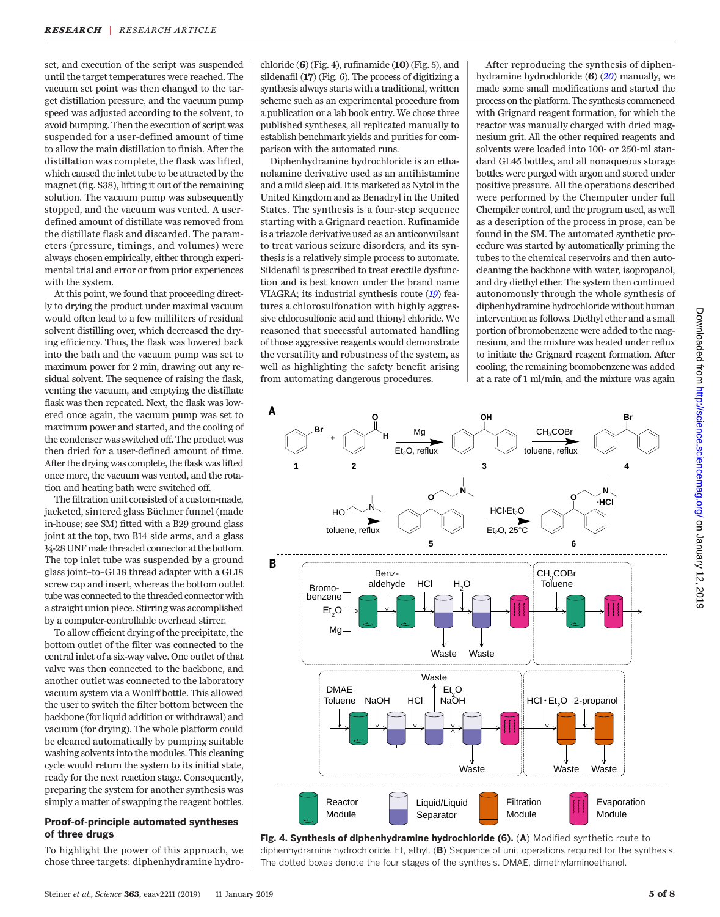set, and execution of the script was suspended until the target temperatures were reached. The vacuum set point was then changed to the target distillation pressure, and the vacuum pump speed was adjusted according to the solvent, to avoid bumping. Then the execution of script was suspended for a user-defined amount of time to allow the main distillation to finish. After the distillation was complete, the flask was lifted, which caused the inlet tube to be attracted by the magnet (fig. S38), lifting it out of the remaining solution. The vacuum pump was subsequently stopped, and the vacuum was vented. A user-defined amount of distillate was removed from the distillate flask and discarded. The parameters (pressure, timings, and volumes) were always chosen empirically, either through experimental trial and error or from prior experiences with the system.

At this point, we found that proceeding directly to drying the product under maximal vacuum would often lead to a few milliliters of residual solvent distilling over, which decreased the drying efficiency. Thus, the flask was lowered back into the bath and the vacuum pump was set to maximum power for 2 min, drawing out any residual solvent. The sequence of raising the flask, venting the vacuum, and emptying the distillate flask was then repeated. Next, the flask was lowered once again, the vacuum pump was set to maximum power and started, and the cooling of the condenser was switched off. The product was then dried for a user-defined amount of time. After the drying was complete, the flask was lifted once more, the vacuum was vented, and the rotation and heating bath were switched off.

The filtration unit consisted of a custom-made, jacketed, sintered glass Büchner funnel (made in-house; see SM) fitted with a B29 ground glass joint at the top, two B14 side arms, and a glass ¼-28 UNF male threaded connector at the bottom. The top inlet tube was suspended by a ground glass joint–to–GL18 thread adapter with a GL18 screw cap and insert, whereas the bottom outlet tube was connected to the threaded connector with a straight union piece. Stirring was accomplished by a computer-controllable overhead stirrer.

To allow efficient drying of the precipitate, the bottom outlet of the filter was connected to the central inlet of a six-way valve. One outlet of that valve was then connected to the backbone, and another outlet was connected to the laboratory vacuum system via a Woulff bottle. This allowed the user to switch the filter bottom between the backbone (for liquid addition or withdrawal) and vacuum (for drying). The whole platform could be cleaned automatically by pumping suitable washing solvents into the modules. This cleaning cycle would return the system to its initial state, ready for the next reaction stage. Consequently, preparing the system for another synthesis was simply a matter of swapping the reagent bottles.

## Proof-of-principle automated syntheses of three drugs

To highlight the power of this approach, we chose three targets: diphenhydramine hydrochloride (**6**) (Fig. 4), rufinamide (**10**) (Fig. 5), and sildenafil (**17**) (Fig. 6). The process of digitizing a synthesis always starts with a traditional, written scheme such as an experimental procedure from a publication or a lab book entry. We chose three published syntheses, all replicated manually to establish benchmark yields and purities for comparison with the automated runs.

Diphenhydramine hydrochloride is an ethanolamine derivative used as an antihistamine and a mild sleep aid. It is marketed as Nytol in the United Kingdom and as Benadryl in the United States. The synthesis is a four-step sequence starting with a Grignard reaction. Rufinamide is a triazole derivative used as an anticonvulsant to treat various seizure disorders, and its synthesis is a relatively simple process to automate. Sildenafil is prescribed to treat erectile dysfunction and is best known under the brand name VIAGRA; its industrial synthesis route (*19*) features a chlorosulfonation with highly aggressive chlorosulfonic acid and thionyl chloride. We reasoned that successful automated handling of those aggressive reagents would demonstrate the versatility and robustness of the system, as well as highlighting the safety benefit arising from automating dangerous procedures.

After reproducing the synthesis of diphenhydramine hydrochloride (**6**) (*20*) manually, we made some small modifications and started the process on the platform. The synthesis commenced with Grignard reagent formation, for which the reactor was manually charged with dried magnesium grit. All the other required reagents and solvents were loaded into 100- or 250-ml standard GL45 bottles, and all nonaqueous storage bottles were purged with argon and stored under positive pressure. All the operations described were performed by the Chemputer under full Chempiler control, and the program used, as well as a description of the process in prose, can be found in the SM. The automated synthetic procedure was started by automatically priming the tubes to the chemical reservoirs and then autocleaning the backbone with water, isopropanol, and dry diethyl ether. The system then continued autonomously through the whole synthesis of diphenhydramine hydrochloride without human intervention as follows. Diethyl ether and a small portion of bromobenzene were added to the magnesium, and the mixture was heated under reflux to initiate the Grignard reagent formation. After cooling, the remaining bromobenzene was added at a rate of 1 ml/min, and the mixture was again

**Fig. 4. Synthesis of diphenhydramine hydrochloride (6).** (**A**) Modified synthetic route to diphenhydramine hydrochloride. Et, ethyl. (**B**) Sequence of unit operations required for the synthesis. The dotted boxes denote the four stages of the synthesis. DMAE, dimethylaminoethanol.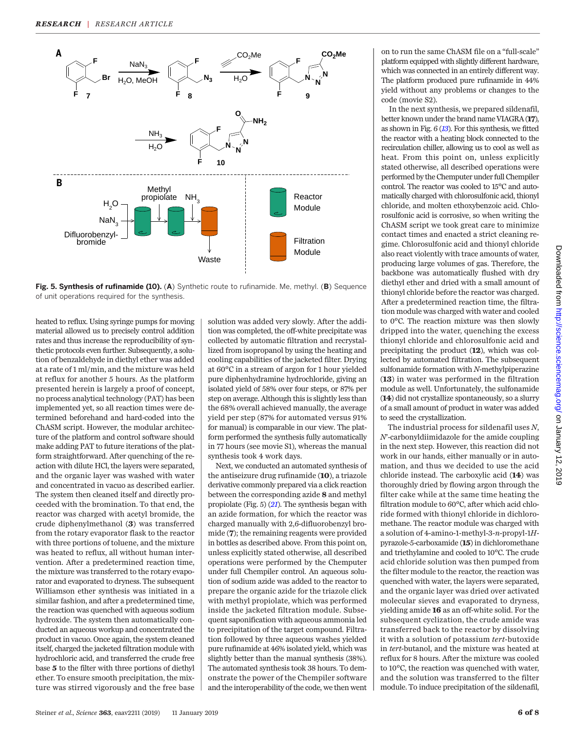**Fig. 5. Synthesis of rufinamide (10).** (**A**) Synthetic route to rufinamide. Me, methyl. (**B**) Sequence of unit operations required for the synthesis.

heated to reflux. Using syringe pumps for moving material allowed us to precisely control addition rates and thus increase the reproducibility of synthetic protocols even further. Subsequently, a solution of benzaldehyde in diethyl ether was added at a rate of 1 ml/min, and the mixture was held at reflux for another 5 hours. As the platform presented herein is largely a proof of concept, no process analytical technology (PAT) has been implemented yet, so all reaction times were determined beforehand and hard-coded into the ChASM script. However, the modular architecture of the platform and control software should make adding PAT to future iterations of the platform straightforward. After quenching of the reaction with dilute HCl, the layers were separated, and the organic layer was washed with water and concentrated in vacuo as described earlier. The system then cleaned itself and directly proceeded with the bromination. To that end, the reactor was charged with acetyl bromide, the crude diphenylmethanol (**3**) was transferred from the rotary evaporator flask to the reactor with three portions of toluene, and the mixture was heated to reflux, all without human intervention. After a predetermined reaction time, the mixture was transferred to the rotary evaporator and evaporated to dryness. The subsequent Williamson ether synthesis was initiated in a similar fashion, and after a predetermined time, the reaction was quenched with aqueous sodium hydroxide. The system then automatically conducted an aqueous workup and concentrated the product in vacuo. Once again, the system cleaned itself, charged the jacketed filtration module with hydrochloric acid, and transferred the crude free base **5** to the filter with three portions of diethyl ether. To ensure smooth precipitation, the mixture was stirred vigorously and the free base solution was added very slowly. After the addition was completed, the off-white precipitate was collected by automatic filtration and recrystallized from isopropanol by using the heating and cooling capabilities of the jacketed filter. Drying at 60°C in a stream of argon for 1 hour yielded pure diphenhydramine hydrochloride, giving an isolated yield of 58% over four steps, or 87% per step on average. Although this is slightly less than the 68% overall achieved manually, the average yield per step (87% for automated versus 91% for manual) is comparable in our view. The platform performed the synthesis fully automatically in 77 hours (see movie S1), whereas the manual synthesis took 4 work days.

Next, we conducted an automated synthesis of the antiseizure drug rufinamide (**10**), a triazole derivative commonly prepared via a click reaction between the corresponding azide **8** and methyl propiolate (Fig. 5) ([21]). The synthesis began with an azide formation, for which the reactor was charged manually with 2,6-difluorobenzyl bromide (**7**); the remaining reagents were provided in bottles as described above. From this point on, unless explicitly stated otherwise, all described operations were performed by the Chemputer under full Chempiler control. An aqueous solution of sodium azide was added to the reactor to prepare the organic azide for the triazole click with methyl propiolate, which was performed inside the jacketed filtration module. Subsequent saponification with aqueous ammonia led to precipitation of the target compound. Filtration followed by three aqueous washes yielded pure rufinamide at 46% isolated yield, which was slightly better than the manual synthesis (38%). The automated synthesis took 38 hours. To demonstrate the power of the Chempiler software and the interoperability of the code, we then went on to run the same ChASM file on a "full-scale" platform equipped with slightly different hardware, which was connected in an entirely different way. The platform produced pure rufinamide in 44% yield without any problems or changes to the code (movie S2).

In the next synthesis, we prepared sildenafil, better known under the brand name VIAGRA (**17**), as shown in Fig. 6 ([13]). For this synthesis, we fitted the reactor with a heating block connected to the recirculation chiller, allowing us to cool as well as heat. From this point on, unless explicitly stated otherwise, all described operations were performed by the Chemputer under full Chempiler control. The reactor was cooled to 15°C and automatically charged with chlorosulfonic acid, thionyl chloride, and molten ethoxybenzoic acid. Chlorosulfonic acid is corrosive, so when writing the ChASM script we took great care to minimize contact times and enacted a strict cleaning regime. Chlorosulfonic acid and thionyl chloride also react violently with trace amounts of water, producing large volumes of gas. Therefore, the backbone was automatically flushed with dry diethyl ether and dried with a small amount of thionyl chloride before the reactor was charged. After a predetermined reaction time, the filtration module was charged with water and cooled to 0°C. The reaction mixture was then slowly dripped into the water, quenching the excess thionyl chloride and chlorosulfonic acid and precipitating the product (**12**), which was collected by automated filtration. The subsequent sulfonamide formation with *N*-methylpiperazine (**13**) in water was performed in the filtration module as well. Unfortunately, the sulfonamide (**14**) did not crystallize spontaneously, so a slurry of a small amount of product in water was added to seed the crystallization.

The industrial process for sildenafil uses *N*,*N*′-carbonyldiimidazole for the amide coupling in the next step. However, this reaction did not work in our hands, either manually or in automation, and thus we decided to use the acid chloride instead. The carboxylic acid (**14**) was thoroughly dried by flowing argon through the filter cake while at the same time heating the filtration module to 60°C, after which acid chloride formed with thionyl chloride in dichloromethane. The reactor module was charged with a solution of 4-amino-1-methyl-3-*n*-propyl-1*H*-pyrazole-5-carboxamide (**15**) in dichloromethane and triethylamine and cooled to 10°C. The crude acid chloride solution was then pumped from the filter module to the reactor, the reaction was quenched with water, the layers were separated, and the organic layer was dried over activated molecular sieves and evaporated to dryness, yielding amide **16** as an off-white solid. For the subsequent cyclization, the crude amide was transferred back to the reactor by dissolving it with a solution of potassium *tert*-butoxide in *tert*-butanol, and the mixture was heated at reflux for 8 hours. After the mixture was cooled to 10°C, the reaction was quenched with water, and the solution was transferred to the filter module. To induce precipitation of the sildenafil,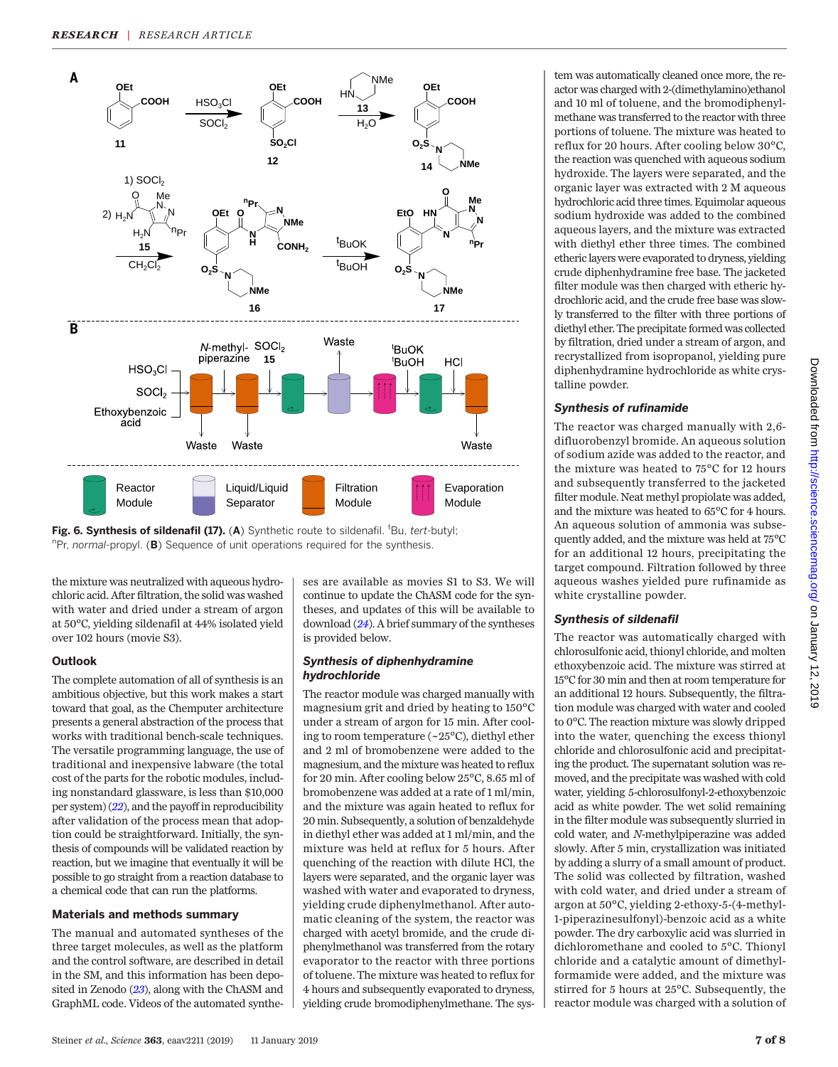**Fig. 6. Synthesis of sildenafil (17).** (**A**) Synthetic route to sildenafil. $^{t}$Bu, *tert*-butyl; $^{n}$Pr, *normal*-propyl. (**B**) Sequence of unit operations required for the synthesis.

the mixture was neutralized with aqueous hydrochloric acid. After filtration, the solid was washed with water and dried under a stream of argon at 50°C, yielding sildenafil at 44% isolated yield over 102 hours (movie S3).

## Outlook

The complete automation of all of synthesis is an ambitious objective, but this work makes a start toward that goal, as the Chemputer architecture presents a general abstraction of the process that works with traditional bench-scale techniques. The versatile programming language, the use of traditional and inexpensive labware (the total cost of the parts for the robotic modules, including nonstandard glassware, is less than \$10,000 per system) ([22]), and the payoff in reproducibility after validation of the process mean that adoption could be straightforward. Initially, the synthesis of compounds will be validated reaction by reaction, but we imagine that eventually it will be possible to go straight from a reaction database to a chemical code that can run the platforms.

## Materials and methods summary

The manual and automated syntheses of the three target molecules, as well as the platform and the control software, are described in detail in the SM, and this information has been deposited in Zenodo ([23]), along with the ChASM and GraphML code. Videos of the automated syntheses are available as movies S1 to S3. We will continue to update the ChASM code for the syntheses, and updates of this will be available to download ([24]). A brief summary of the syntheses is provided below.

### Synthesis of diphenhydramine hydrochloride

The reactor module was charged manually with magnesium grit and dried by heating to 150°C under a stream of argon for 15 min. After cooling to room temperature (~25°C), diethyl ether and 2 ml of bromobenzene were added to the magnesium, and the mixture was heated to reflux for 20 min. After cooling below 25°C, 8.65 ml of bromobenzene was added at a rate of 1 ml/min, and the mixture was again heated to reflux for 20 min. Subsequently, a solution of benzaldehyde in diethyl ether was added at 1 ml/min, and the mixture was held at reflux for 5 hours. After quenching of the reaction with dilute HCl, the layers were separated, and the organic layer was washed with water and evaporated to dryness, yielding crude diphenylmethanol. After automatic cleaning of the system, the reactor was charged with acetyl bromide, and the crude diphenylmethanol was transferred from the rotary evaporator to the reactor with three portions of toluene. The mixture was heated to reflux for 4 hours and subsequently evaporated to dryness, yielding crude bromodiphenylmethane. The system was automatically cleaned once more, the reactor was charged with 2-(dimethylamino)ethanol and 10 ml of toluene, and the bromodiphenylmethane was transferred to the reactor with three portions of toluene. The mixture was heated to reflux for 20 hours. After cooling below 30°C, the reaction was quenched with aqueous sodium hydroxide. The layers were separated, and the organic layer was extracted with 2 M aqueous hydrochloric acid three times. Equimolar aqueous sodium hydroxide was added to the combined aqueous layers, and the mixture was extracted with diethyl ether three times. The combined etheric layers were evaporated to dryness, yielding crude diphenhydramine free base. The jacketed filter module was then charged with etheric hydrochloric acid, and the crude free base was slowly transferred to the filter with three portions of diethyl ether. The precipitate formed was collected by filtration, dried under a stream of argon, and recrystallized from isopropanol, yielding pure diphenhydramine hydrochloride as white crystalline powder.

### Synthesis of rufinamide

The reactor was charged manually with 2,6-difluorobenzyl bromide. An aqueous solution of sodium azide was added to the reactor, and the mixture was heated to 75°C for 12 hours and subsequently transferred to the jacketed filter module. Neat methyl propiolate was added, and the mixture was heated to 65°C for 4 hours. An aqueous solution of ammonia was subsequently added, and the mixture was held at 75°C for an additional 12 hours, precipitating the target compound. Filtration followed by three aqueous washes yielded pure rufinamide as white crystalline powder.

### Synthesis of sildenafil

The reactor was automatically charged with chlorosulfonic acid, thionyl chloride, and molten ethoxybenzoic acid. The mixture was stirred at 15°C for 30 min and then at room temperature for an additional 12 hours. Subsequently, the filtration module was charged with water and cooled to 0°C. The reaction mixture was slowly dripped into the water, quenching the excess thionyl chloride and chlorosulfonic acid and precipitating the product. The supernatant solution was removed, and the precipitate was washed with cold water, yielding 5-chlorosulfonyl-2-ethoxybenzoic acid as white powder. The wet solid remaining in the filter module was subsequently slurried in cold water, and *N*-methylpiperazine was added slowly. After 5 min, crystallization was initiated by adding a slurry of a small amount of product. The solid was collected by filtration, washed with cold water, and dried under a stream of argon at 50°C, yielding 2-ethoxy-5-(4-methyl-1-piperazinesulfonyl)-benzoic acid as a white powder. The dry carboxylic acid was slurried in dichloromethane and cooled to 5°C. Thionyl chloride and a catalytic amount of dimethylformamide were added, and the mixture was stirred for 5 hours at 25°C. Subsequently, the reactor module was charged with a solution of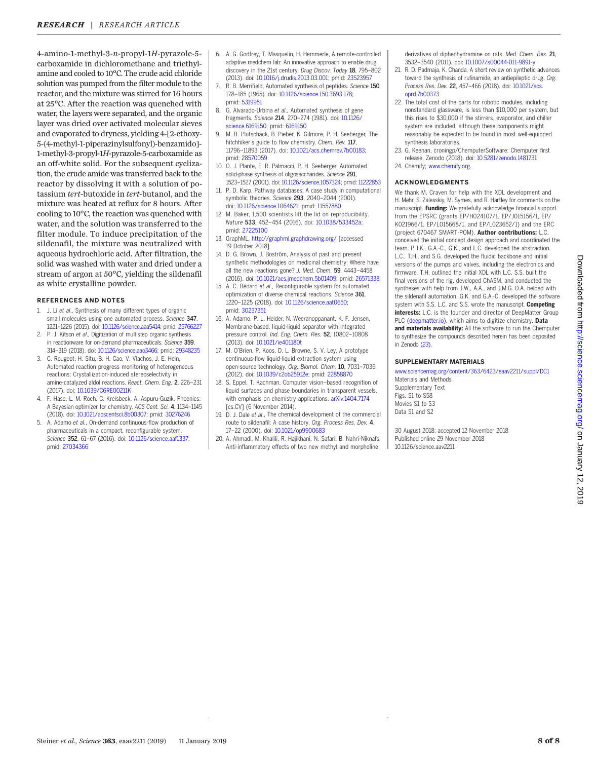4-amino-1-methyl-3-*n*-propyl-1*H*-pyrazole-5-carboxamide in dichloromethane and triethylamine and cooled to 10°C. The crude acid chloride solution was pumped from the filter module to the reactor, and the mixture was stirred for 16 hours at 25°C. After the reaction was quenched with water, the layers were separated, and the organic layer was dried over activated molecular sieves and evaporated to dryness, yielding 4-[2-ethoxy-5-(4-methyl-1-piperazinylsulfonyl)-benzamido]-1-methyl-3-propyl-1*H*-pyrazole-5-carboxamide as an off-white solid. For the subsequent cyclization, the crude amide was transferred back to the reactor by dissolving it with a solution of potassium *tert*-butoxide in *tert*-butanol, and the mixture was heated at reflux for 8 hours. After cooling to 10°C, the reaction was quenched with water, and the solution was transferred to the filter module. To induce precipitation of the sildenafil, the mixture was neutralized with aqueous hydrochloric acid. After filtration, the solid was washed with water and dried under a stream of argon at 50°C, yielding the sildenafil as white crystalline powder.

## REFERENCES AND NOTES

1. J. Li *et al*., Synthesis of many different types of organic small molecules using one automated process. *Science* **347**, 1221–1226 (2015). doi: 10.1126/science.aaa5414; pmid: 25766227
2. P. J. Kitson *et al*., Digitization of multistep organic synthesis in reactionware for on-demand pharmaceuticals. *Science* **359**, 314–319 (2018). doi: 10.1126/science.aao3466; pmid: 29348235
3. C. Rougeot, H. Situ, B. H. Cao, V. Vlachos, J. E. Hein, Automated reaction progress monitoring of heterogeneous reactions: Crystallization-induced stereoselectivity in amine-catalyzed aldol reactions. *React. Chem. Eng.* **2**, 226–231 (2017). doi: 10.1039/C6RE00211K
4. F. Häse, L. M. Roch, C. Kreisbeck, A. Aspuru-Guzik, Phoenics: A Bayesian optimizer for chemistry. *ACS Cent. Sci.* **4**, 1134–1145 (2018). doi: 10.1021/acscentsci.8b00307; pmid: 30276246
5. A. Adamo *et al*., On-demand continuous-flow production of pharmaceuticals in a compact, reconfigurable system. *Science* **352**, 61–67 (2016). doi: 10.1126/science.aaf1337; pmid: 27034366
6. A. G. Godfrey, T. Masquelin, H. Hemmerle, A remote-controlled adaptive medchem lab: An innovative approach to enable drug discovery in the 21st century. *Drug Discov. Today* **18**, 795–802 (2013). doi: 10.1016/j.drudis.2013.03.001; pmid: 23523957
7. R. B. Merrifield, Automated synthesis of peptides. *Science* **150**, 178–185 (1965). doi: 10.1126/science.150.3693.178; pmid: 5319951
8. G. Alvarado-Urbina *et al*., Automated synthesis of gene fragments. *Science* **214**, 270–274 (1981). doi: 10.1126/science.6169150; pmid: 6169150
9. M. B. Plutschack, B. Pieber, K. Gilmore, P. H. Seeberger, The hitchhiker's guide to flow chemistry. *Chem. Rev.* **117**, 11796–11893 (2017). doi: 10.1021/acs.chemrev.7b00183; pmid: 28570059
10. O. J. Plante, E. R. Palmacci, P. H. Seeberger, Automated solid-phase synthesis of oligosaccharides. *Science* **291**, 1523–1527 (2001). doi: 10.1126/science.1057324; pmid: 11222853
11. P. D. Karp, Pathway databases: A case study in computational symbolic theories. *Science* **293**, 2040–2044 (2001). doi: 10.1126/science.1064621; pmid: 11557880
12. M. Baker, 1,500 scientists lift the lid on reproducibility. *Nature* **533**, 452–454 (2016). doi: 10.1038/533452a; pmid: 27225100
13. GraphML, http://graphml.graphdrawing.org/ [accessed 19 October 2018].
14. D. G. Brown, J. Boström, Analysis of past and present synthetic methodologies on medicinal chemistry: Where have all the new reactions gone? *J. Med. Chem.* **59**, 4443–4458 (2016). doi: 10.1021/acs.jmedchem.5b01409; pmid: 26571338
15. A. C. Bédard *et al*., Reconfigurable system for automated optimization of diverse chemical reactions. *Science* **361**, 1220–1225 (2018). doi: 10.1126/science.aat0650; pmid: 30237351
16. A. Adamo, P. L. Heider, N. Weeranoppanant, K. F. Jensen, Membrane-based, liquid-liquid separator with integrated pressure control. *Ind. Eng. Chem. Res.* **52**, 10802–10808 (2013). doi: 10.1021/ie401180t
17. M. O'Brien, P. Koos, D. L. Browne, S. V. Ley, A prototype continuous-flow liquid-liquid extraction system using open-source technology. *Org. Biomol. Chem.* **10**, 7031–7036 (2012). doi: 10.1039/c2ob25912e; pmid: 22858870
18. S. Eppel, T. Kachman, Computer vision–based recognition of liquid surfaces and phase boundaries in transparent vessels, with emphasis on chemistry applications. arXiv:1404.7174 [cs.CV] (6 November 2014).
19. D. J. Dale *et al*., The chemical development of the commercial route to sildenafil: A case history. *Org. Process Res. Dev.* **4**, 17–22 (2000). doi: 10.1021/op9900683
20. A. Ahmadi, M. Khalili, R. Hajikhani, N. Safari, B. Nahri-Niknafs, Anti-inflammatory effects of two new methyl and morpholine derivatives of diphenhydramine on rats. *Med. Chem. Res.* **21**, 3532–3540 (2011). doi: 10.1007/s00044-011-9891-y
21. R. D. Padmaja, K. Chanda, A short review on synthetic advances toward the synthesis of rufinamide, an antiepileptic drug. *Org. Process Res. Dev.* **22**, 457–466 (2018). doi: 10.1021/acs.oprd.7b00373
22. The total cost of the parts for robotic modules, including nonstandard glassware, is less than $10,000 per system, but this rises to $30,000 if the stirrers, evaporator, and chiller system are included, although these components might reasonably be expected to be found in most well-equipped synthesis laboratories.
23. G. Keenan, croningp/ChemputerSoftware: Chemputer first release, Zenodo (2018). doi: 10.5281/zenodo.1481731
24. Chemify; www.chemify.org.

## ACKNOWLEDGMENTS

We thank M. Craven for help with the XDL development and H. Mehr, S. Zalesskiy, M. Symes, and R. Hartley for comments on the manuscript. **Funding:** We gratefully acknowledge financial support from the EPSRC (grants EP/H024107/1, EP/J015156/1, EP/K021966/1, EP/L015668/1, and EP/L023652/1) and the ERC (project 670467 SMART-POM). **Author contributions:** L.C. conceived the initial concept design approach and coordinated the team. P.J.K., G.A.-C., G.K., and L.C. developed the abstraction. L.C., T.H., and S.G. developed the fluidic backbone and initial versions of the pumps and valves, including the electronics and firmware. T.H. outlined the initial XDL with L.C. S.S. built the final versions of the rig, developed ChASM, and conducted the syntheses with help from J.W., A.A., and J.M.G. D.A. helped with the sildenafil automation. G.K. and G.A.-C. developed the software system with S.S. L.C. and S.S. wrote the manuscript. **Competing interests:** L.C. is the founder and director of DeepMatter Group PLC (deepmatter.io), which aims to digitize chemistry. **Data and materials availability:** All the software to run the Chemputer to synthesize the compounds described herein has been deposited in Zenodo (*23*).

## SUPPLEMENTARY MATERIALS

www.sciencemag.org/content/363/6423/eaav2211/suppl/DC1
Materials and Methods
Supplementary Text
Figs. S1 to S58
Movies S1 to S3
Data S1 and S2

30 August 2018; accepted 12 November 2018
Published online 29 November 2018
10.1126/science.aav2211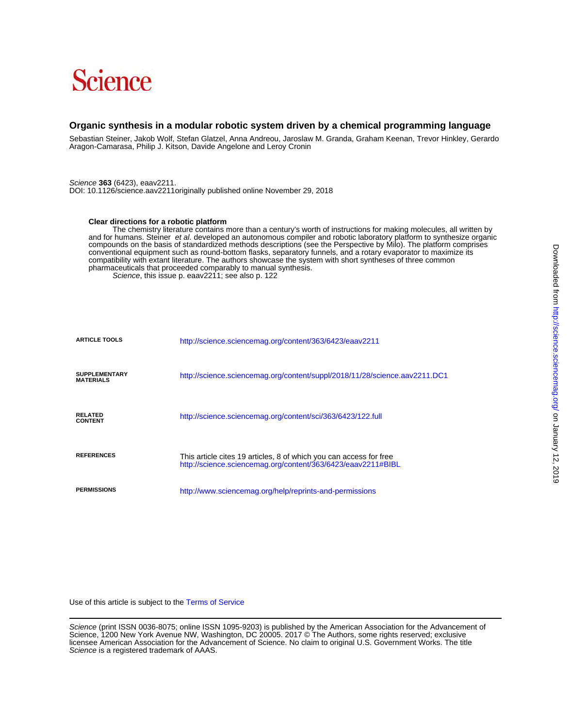# Science

## Organic synthesis in a modular robotic system driven by a chemical programming language

Sebastian Steiner, Jakob Wolf, Stefan Glatzel, Anna Andreou, Jaroslaw M. Granda, Graham Keenan, Trevor Hinkley, Gerardo Aragon-Camarasa, Philip J. Kitson, Davide Angelone and Leroy Cronin

*Science* **363** (6423), eaav2211.
DOI: 10.1126/science.aav2211originally published online November 29, 2018

**Clear directions for a robotic platform**

The chemistry literature contains more than a century's worth of instructions for making molecules, all written by and for humans. Steiner *et al.* developed an autonomous compiler and robotic laboratory platform to synthesize organic compounds on the basis of standardized methods descriptions (see the Perspective by Milo). The platform comprises conventional equipment such as round-bottom flasks, separatory funnels, and a rotary evaporator to maximize its compatibility with extant literature. The authors showcase the system with short syntheses of three common pharmaceuticals that proceeded comparably to manual synthesis.

*Science*, this issue p. eaav2211; see also p. 122

| | |
|---|---|
| **ARTICLE TOOLS** | http://science.sciencemag.org/content/363/6423/eaav2211 |
| **SUPPLEMENTARY MATERIALS** | http://science.sciencemag.org/content/suppl/2018/11/28/science.aav2211.DC1 |
| **RELATED CONTENT** | http://science.sciencemag.org/content/sci/363/6423/122.full |
| **REFERENCES** | This article cites 19 articles, 8 of which you can access for free http://science.sciencemag.org/content/363/6423/eaav2211#BIBL |
| **PERMISSIONS** | http://www.sciencemag.org/help/reprints-and-permissions |

Use of this article is subject to the Terms of Service

*Science* (print ISSN 0036-8075; online ISSN 1095-9203) is published by the American Association for the Advancement of Science, 1200 New York Avenue NW, Washington, DC 20005. 2017 © The Authors, some rights reserved; exclusive licensee American Association for the Advancement of Science. No claim to original U.S. Government Works. The title *Science* is a registered trademark of AAAS.